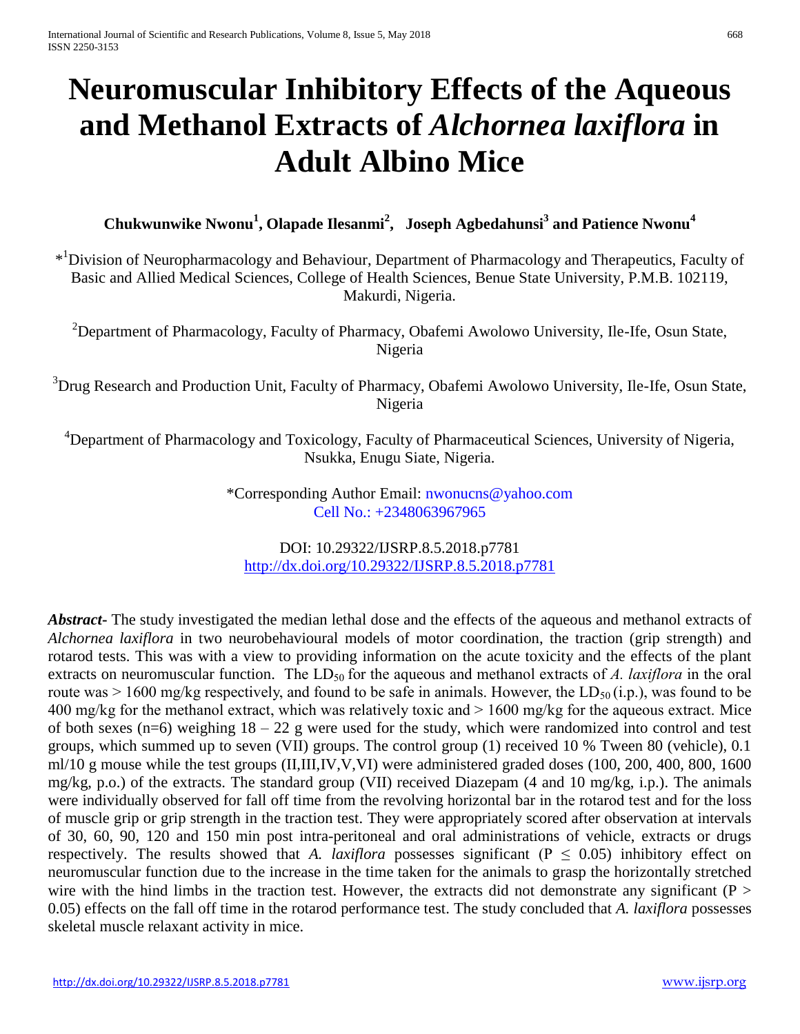# Neuromuscular Inhibitory Effects of the Aqueous and Methanol Extracts of *Alchornea laxiflora* in Adult Albino Mice

**Chukwunwike Nwonu[1], Olapade Ilesanmi[2], Joseph Agbedahunsi[3] and Patience Nwonu[4]**

*[1]Division of Neuropharmacology and Behaviour, Department of Pharmacology and Therapeutics, Faculty of Basic and Allied Medical Sciences, College of Health Sciences, Benue State University, P.M.B. 102119, Makurdi, Nigeria.

[2]Department of Pharmacology, Faculty of Pharmacy, Obafemi Awolowo University, Ile-Ife, Osun State, Nigeria

[3]Drug Research and Production Unit, Faculty of Pharmacy, Obafemi Awolowo University, Ile-Ife, Osun State, Nigeria

[4]Department of Pharmacology and Toxicology, Faculty of Pharmaceutical Sciences, University of Nigeria, Nsukka, Enugu Siate, Nigeria.

*Corresponding Author Email: nwonucns@yahoo.com
Cell No.: +2348063967965

DOI: 10.29322/IJSRP.8.5.2018.p7781
http://dx.doi.org/10.29322/IJSRP.8.5.2018.p7781

***Abstract-*** The study investigated the median lethal dose and the effects of the aqueous and methanol extracts of *Alchornea laxiflora* in two neurobehavioural models of motor coordination, the traction (grip strength) and rotarod tests. This was with a view to providing information on the acute toxicity and the effects of the plant extracts on neuromuscular function. The $LD_{50}$ for the aqueous and methanol extracts of *A. laxiflora* in the oral route was > 1600 mg/kg respectively, and found to be safe in animals. However, the $LD_{50}$ (i.p.), was found to be 400 mg/kg for the methanol extract, which was relatively toxic and > 1600 mg/kg for the aqueous extract. Mice of both sexes (n=6) weighing 18 – 22 g were used for the study, which were randomized into control and test groups, which summed up to seven (VII) groups. The control group (1) received 10 % Tween 80 (vehicle), 0.1 ml/10 g mouse while the test groups (II,III,IV,V,VI) were administered graded doses (100, 200, 400, 800, 1600 mg/kg, p.o.) of the extracts. The standard group (VII) received Diazepam (4 and 10 mg/kg, i.p.). The animals were individually observed for fall off time from the revolving horizontal bar in the rotarod test and for the loss of muscle grip or grip strength in the traction test. They were appropriately scored after observation at intervals of 30, 60, 90, 120 and 150 min post intra-peritoneal and oral administrations of vehicle, extracts or drugs respectively. The results showed that *A. laxiflora* possesses significant ($P \leq 0.05$) inhibitory effect on neuromuscular function due to the increase in the time taken for the animals to grasp the horizontally stretched wire with the hind limbs in the traction test. However, the extracts did not demonstrate any significant ($P > 0.05$) effects on the fall off time in the rotarod performance test. The study concluded that *A. laxiflora* possesses skeletal muscle relaxant activity in mice.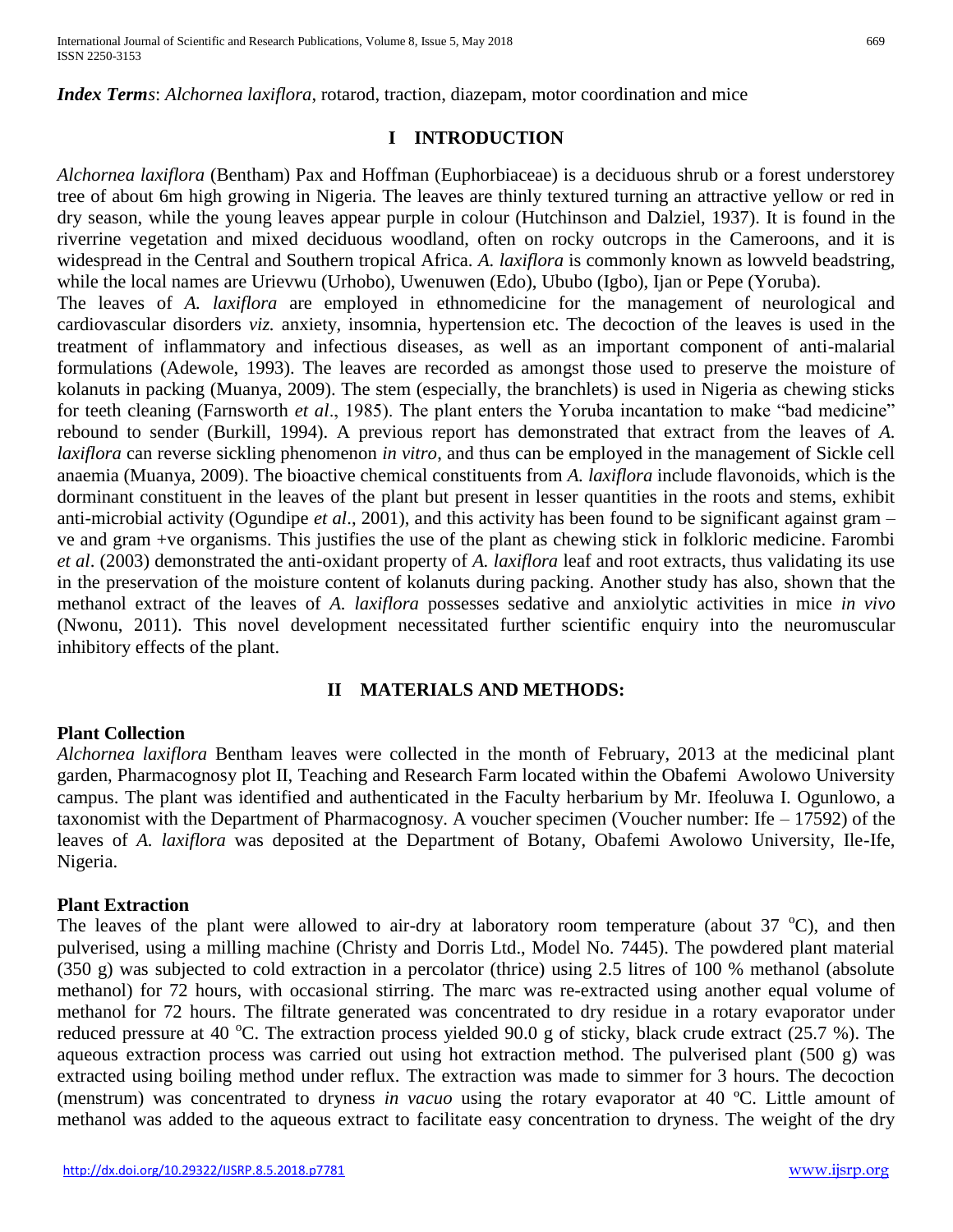***Index Terms***: *Alchornea laxiflora*, rotarod, traction, diazepam, motor coordination and mice

## I INTRODUCTION

*Alchornea laxiflora* (Bentham) Pax and Hoffman (Euphorbiaceae) is a deciduous shrub or a forest understorey tree of about 6m high growing in Nigeria. The leaves are thinly textured turning an attractive yellow or red in dry season, while the young leaves appear purple in colour (Hutchinson and Dalziel, 1937). It is found in the riverrine vegetation and mixed deciduous woodland, often on rocky outcrops in the Cameroons, and it is widespread in the Central and Southern tropical Africa. *A. laxiflora* is commonly known as lowveld beadstring, while the local names are Urievwu (Urhobo), Uwenuwen (Edo), Ububo (Igbo), Ijan or Pepe (Yoruba).

The leaves of *A. laxiflora* are employed in ethnomedicine for the management of neurological and cardiovascular disorders *viz.* anxiety, insomnia, hypertension etc. The decoction of the leaves is used in the treatment of inflammatory and infectious diseases, as well as an important component of anti-malarial formulations (Adewole, 1993). The leaves are recorded as amongst those used to preserve the moisture of kolanuts in packing (Muanya, 2009). The stem (especially, the branchlets) is used in Nigeria as chewing sticks for teeth cleaning (Farnsworth *et al*., 1985). The plant enters the Yoruba incantation to make "bad medicine" rebound to sender (Burkill, 1994). A previous report has demonstrated that extract from the leaves of *A. laxiflora* can reverse sickling phenomenon *in vitro*, and thus can be employed in the management of Sickle cell anaemia (Muanya, 2009). The bioactive chemical constituents from *A. laxiflora* include flavonoids, which is the dorminant constituent in the leaves of the plant but present in lesser quantities in the roots and stems, exhibit anti-microbial activity (Ogundipe *et al*., 2001), and this activity has been found to be significant against gram –ve and gram +ve organisms. This justifies the use of the plant as chewing stick in folkloric medicine. Farombi *et al*. (2003) demonstrated the anti-oxidant property of *A. laxiflora* leaf and root extracts, thus validating its use in the preservation of the moisture content of kolanuts during packing. Another study has also, shown that the methanol extract of the leaves of *A. laxiflora* possesses sedative and anxiolytic activities in mice *in vivo* (Nwonu, 2011). This novel development necessitated further scientific enquiry into the neuromuscular inhibitory effects of the plant.

## II MATERIALS AND METHODS:

### Plant Collection

*Alchornea laxiflora* Bentham leaves were collected in the month of February, 2013 at the medicinal plant garden, Pharmacognosy plot II, Teaching and Research Farm located within the Obafemi Awolowo University campus. The plant was identified and authenticated in the Faculty herbarium by Mr. Ifeoluwa I. Ogunlowo, a taxonomist with the Department of Pharmacognosy. A voucher specimen (Voucher number: Ife – 17592) of the leaves of *A. laxiflora* was deposited at the Department of Botany, Obafemi Awolowo University, Ile-Ife, Nigeria.

### Plant Extraction

The leaves of the plant were allowed to air-dry at laboratory room temperature (about 37 $^{o}$C), and then pulverised, using a milling machine (Christy and Dorris Ltd., Model No. 7445). The powdered plant material (350 g) was subjected to cold extraction in a percolator (thrice) using 2.5 litres of 100 % methanol (absolute methanol) for 72 hours, with occasional stirring. The marc was re-extracted using another equal volume of methanol for 72 hours. The filtrate generated was concentrated to dry residue in a rotary evaporator under reduced pressure at 40 $^{o}$C. The extraction process yielded 90.0 g of sticky, black crude extract (25.7 %). The aqueous extraction process was carried out using hot extraction method. The pulverised plant (500 g) was extracted using boiling method under reflux. The extraction was made to simmer for 3 hours. The decoction (menstrum) was concentrated to dryness *in vacuo* using the rotary evaporator at 40 ºC. Little amount of methanol was added to the aqueous extract to facilitate easy concentration to dryness. The weight of the dry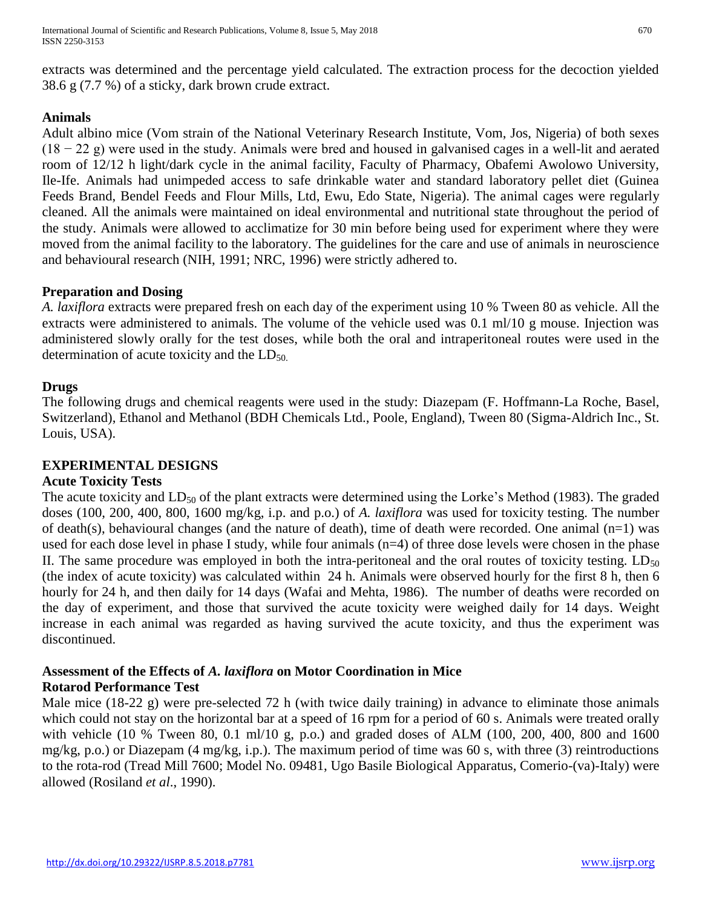extracts was determined and the percentage yield calculated. The extraction process for the decoction yielded 38.6 g (7.7 %) of a sticky, dark brown crude extract.

**Animals**

Adult albino mice (Vom strain of the National Veterinary Research Institute, Vom, Jos, Nigeria) of both sexes (18 − 22 g) were used in the study. Animals were bred and housed in galvanised cages in a well-lit and aerated room of 12/12 h light/dark cycle in the animal facility, Faculty of Pharmacy, Obafemi Awolowo University, Ile-Ife. Animals had unimpeded access to safe drinkable water and standard laboratory pellet diet (Guinea Feeds Brand, Bendel Feeds and Flour Mills, Ltd, Ewu, Edo State, Nigeria). The animal cages were regularly cleaned. All the animals were maintained on ideal environmental and nutritional state throughout the period of the study. Animals were allowed to acclimatize for 30 min before being used for experiment where they were moved from the animal facility to the laboratory. The guidelines for the care and use of animals in neuroscience and behavioural research (NIH, 1991; NRC, 1996) were strictly adhered to.

**Preparation and Dosing**

*A. laxiflora* extracts were prepared fresh on each day of the experiment using 10 % Tween 80 as vehicle. All the extracts were administered to animals. The volume of the vehicle used was 0.1 ml/10 g mouse. Injection was administered slowly orally for the test doses, while both the oral and intraperitoneal routes were used in the determination of acute toxicity and the $LD_{50}$.

**Drugs**

The following drugs and chemical reagents were used in the study: Diazepam (F. Hoffmann-La Roche, Basel, Switzerland), Ethanol and Methanol (BDH Chemicals Ltd., Poole, England), Tween 80 (Sigma-Aldrich Inc., St. Louis, USA).

## EXPERIMENTAL DESIGNS

**Acute Toxicity Tests**

The acute toxicity and $LD_{50}$ of the plant extracts were determined using the Lorke's Method (1983). The graded doses (100, 200, 400, 800, 1600 mg/kg, i.p. and p.o.) of *A. laxiflora* was used for toxicity testing. The number of death(s), behavioural changes (and the nature of death), time of death were recorded. One animal (n=1) was used for each dose level in phase I study, while four animals (n=4) of three dose levels were chosen in the phase II. The same procedure was employed in both the intra-peritoneal and the oral routes of toxicity testing. $LD_{50}$ (the index of acute toxicity) was calculated within 24 h. Animals were observed hourly for the first 8 h, then 6 hourly for 24 h, and then daily for 14 days (Wafai and Mehta, 1986). The number of deaths were recorded on the day of experiment, and those that survived the acute toxicity were weighed daily for 14 days. Weight increase in each animal was regarded as having survived the acute toxicity, and thus the experiment was discontinued.

**Assessment of the Effects of *A. laxiflora* on Motor Coordination in Mice**

**Rotarod Performance Test**

Male mice (18-22 g) were pre-selected 72 h (with twice daily training) in advance to eliminate those animals which could not stay on the horizontal bar at a speed of 16 rpm for a period of 60 s. Animals were treated orally with vehicle (10 % Tween 80, 0.1 ml/10 g, p.o.) and graded doses of ALM (100, 200, 400, 800 and 1600 mg/kg, p.o.) or Diazepam (4 mg/kg, i.p.). The maximum period of time was 60 s, with three (3) reintroductions to the rota-rod (Tread Mill 7600; Model No. 09481, Ugo Basile Biological Apparatus, Comerio-(va)-Italy) were allowed (Rosiland *et al*., 1990).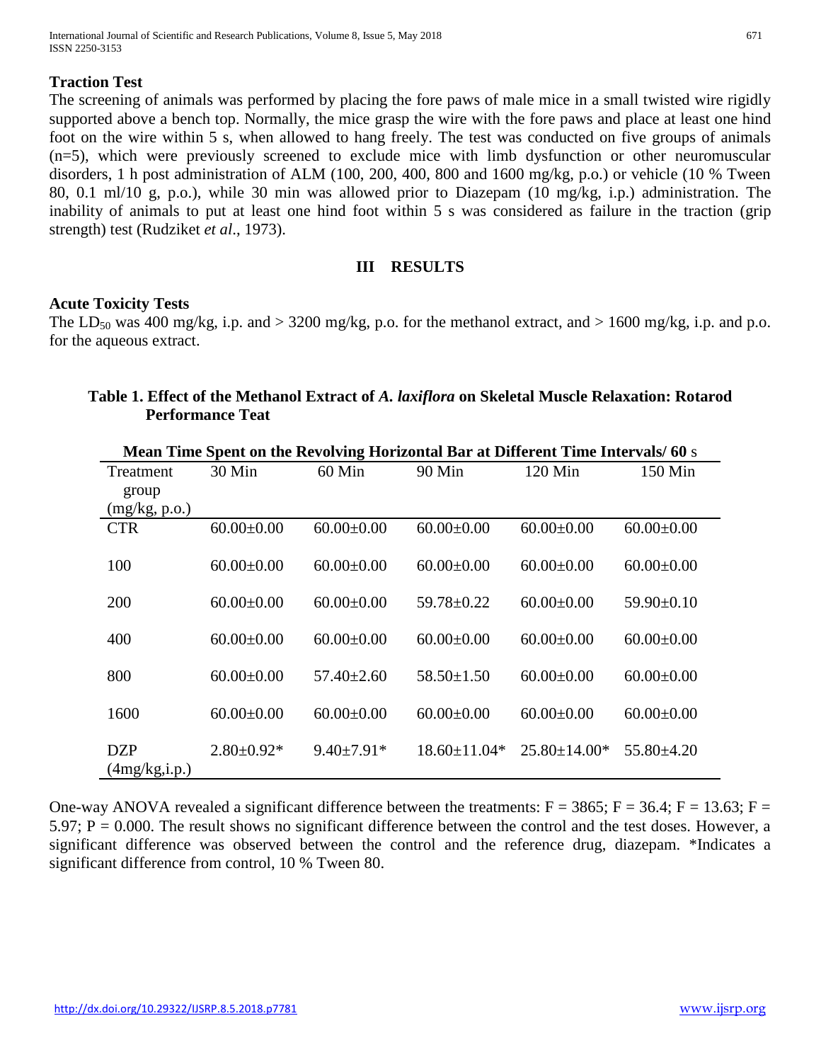### Traction Test

The screening of animals was performed by placing the fore paws of male mice in a small twisted wire rigidly supported above a bench top. Normally, the mice grasp the wire with the fore paws and place at least one hind foot on the wire within 5 s, when allowed to hang freely. The test was conducted on five groups of animals (n=5), which were previously screened to exclude mice with limb dysfunction or other neuromuscular disorders, 1 h post administration of ALM (100, 200, 400, 800 and 1600 mg/kg, p.o.) or vehicle (10 % Tween 80, 0.1 ml/10 g, p.o.), while 30 min was allowed prior to Diazepam (10 mg/kg, i.p.) administration. The inability of animals to put at least one hind foot within 5 s was considered as failure in the traction (grip strength) test (Rudziket *et al*., 1973).

## III RESULTS

### Acute Toxicity Tests

The $LD_{50}$ was 400 mg/kg, i.p. and > 3200 mg/kg, p.o. for the methanol extract, and > 1600 mg/kg, i.p. and p.o. for the aqueous extract.

**Table 1. Effect of the Methanol Extract of *A. laxiflora* on Skeletal Muscle Relaxation: Rotarod Performance Teat**

| Mean Time Spent on the Revolving Horizontal Bar at Different Time Intervals/ 60 s | | | | | |
|---|---|---|---|---|---|
| Treatment group (mg/kg, p.o.) | 30 Min | 60 Min | 90 Min | 120 Min | 150 Min |
| CTR | 60.00±0.00 | 60.00±0.00 | 60.00±0.00 | 60.00±0.00 | 60.00±0.00 |
| 100 | 60.00±0.00 | 60.00±0.00 | 60.00±0.00 | 60.00±0.00 | 60.00±0.00 |
| 200 | 60.00±0.00 | 60.00±0.00 | 59.78±0.22 | 60.00±0.00 | 59.90±0.10 |
| 400 | 60.00±0.00 | 60.00±0.00 | 60.00±0.00 | 60.00±0.00 | 60.00±0.00 |
| 800 | 60.00±0.00 | 57.40±2.60 | 58.50±1.50 | 60.00±0.00 | 60.00±0.00 |
| 1600 | 60.00±0.00 | 60.00±0.00 | 60.00±0.00 | 60.00±0.00 | 60.00±0.00 |
| DZP (4mg/kg,i.p.) | 2.80±0.92* | 9.40±7.91* | 18.60±11.04* | 25.80±14.00* | 55.80±4.20 |

One-way ANOVA revealed a significant difference between the treatments: $F = 3865$; $F = 36.4$; $F = 13.63$; $F = 5.97$; $P = 0.000$. The result shows no significant difference between the control and the test doses. However, a significant difference was observed between the control and the reference drug, diazepam. *Indicates a significant difference from control, 10 % Tween 80.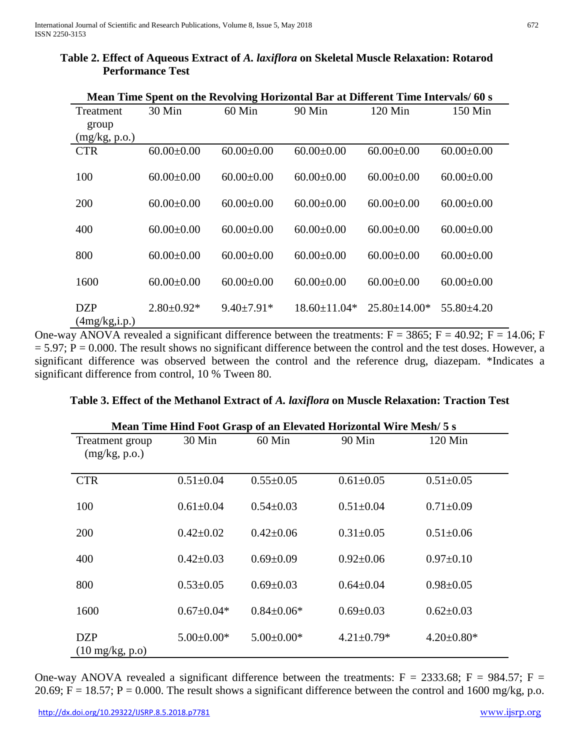**Table 2. Effect of Aqueous Extract of *A. laxiflora* on Skeletal Muscle Relaxation: Rotarod Performance Test**

| Mean Time Spent on the Revolving Horizontal Bar at Different Time Intervals/ 60 s | | | | | |
|---|---|---|---|---|---|
| Treatment group (mg/kg, p.o.) | 30 Min | 60 Min | 90 Min | 120 Min | 150 Min |
| CTR | 60.00±0.00 | 60.00±0.00 | 60.00±0.00 | 60.00±0.00 | 60.00±0.00 |
| 100 | 60.00±0.00 | 60.00±0.00 | 60.00±0.00 | 60.00±0.00 | 60.00±0.00 |
| 200 | 60.00±0.00 | 60.00±0.00 | 60.00±0.00 | 60.00±0.00 | 60.00±0.00 |
| 400 | 60.00±0.00 | 60.00±0.00 | 60.00±0.00 | 60.00±0.00 | 60.00±0.00 |
| 800 | 60.00±0.00 | 60.00±0.00 | 60.00±0.00 | 60.00±0.00 | 60.00±0.00 |
| 1600 | 60.00±0.00 | 60.00±0.00 | 60.00±0.00 | 60.00±0.00 | 60.00±0.00 |
| DZP (4mg/kg,i.p.) | 2.80±0.92* | 9.40±7.91* | 18.60±11.04* | 25.80±14.00* | 55.80±4.20 |

One-way ANOVA revealed a significant difference between the treatments: $F = 3865$; $F = 40.92$; $F = 14.06$; $F = 5.97$; $P = 0.000$. The result shows no significant difference between the control and the test doses. However, a significant difference was observed between the control and the reference drug, diazepam. *Indicates a significant difference from control, 10 % Tween 80.

**Table 3. Effect of the Methanol Extract of *A. laxiflora* on Muscle Relaxation: Traction Test**

| Mean Time Hind Foot Grasp of an Elevated Horizontal Wire Mesh/ 5 s | | | | |
|---|---|---|---|---|
| Treatment group (mg/kg, p.o.) | 30 Min | 60 Min | 90 Min | 120 Min |
| CTR | 0.51±0.04 | 0.55±0.05 | 0.61±0.05 | 0.51±0.05 |
| 100 | 0.61±0.04 | 0.54±0.03 | 0.51±0.04 | 0.71±0.09 |
| 200 | 0.42±0.02 | 0.42±0.06 | 0.31±0.05 | 0.51±0.06 |
| 400 | 0.42±0.03 | 0.69±0.09 | 0.92±0.06 | 0.97±0.10 |
| 800 | 0.53±0.05 | 0.69±0.03 | 0.64±0.04 | 0.98±0.05 |
| 1600 | 0.67±0.04* | 0.84±0.06* | 0.69±0.03 | 0.62±0.03 |
| DZP (10 mg/kg, p.o) | 5.00±0.00* | 5.00±0.00* | 4.21±0.79* | 4.20±0.80* |

One-way ANOVA revealed a significant difference between the treatments: $F = 2333.68$; $F = 984.57$; $F = 20.69$; $F = 18.57$; $P = 0.000$. The result shows a significant difference between the control and 1600 mg/kg, p.o.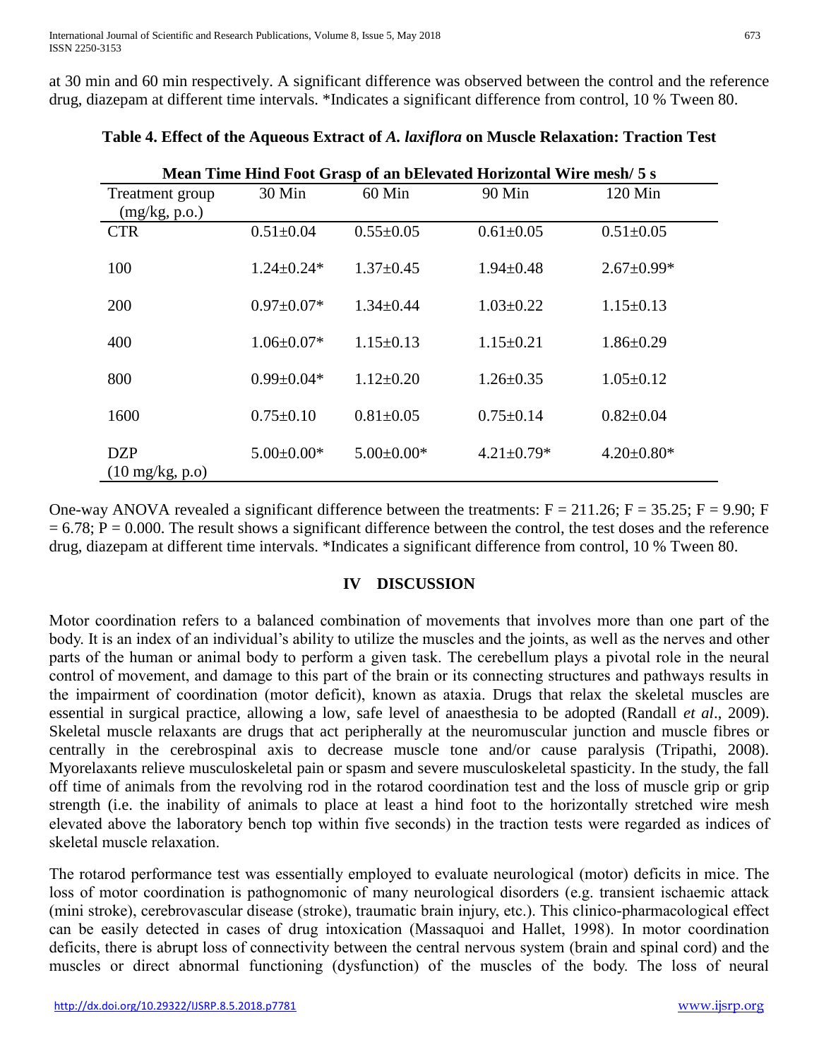at 30 min and 60 min respectively. A significant difference was observed between the control and the reference drug, diazepam at different time intervals. *Indicates a significant difference from control, 10 % Tween 80.

**Table 4. Effect of the Aqueous Extract of *A. laxiflora* on Muscle Relaxation: Traction Test**

| Mean Time Hind Foot Grasp of an bElevated Horizontal Wire mesh/ 5 s | | | | |
|---|---|---|---|---|
| Treatment group (mg/kg, p.o.) | 30 Min | 60 Min | 90 Min | 120 Min |
| CTR | 0.51±0.04 | 0.55±0.05 | 0.61±0.05 | 0.51±0.05 |
| 100 | 1.24±0.24* | 1.37±0.45 | 1.94±0.48 | 2.67±0.99* |
| 200 | 0.97±0.07* | 1.34±0.44 | 1.03±0.22 | 1.15±0.13 |
| 400 | 1.06±0.07* | 1.15±0.13 | 1.15±0.21 | 1.86±0.29 |
| 800 | 0.99±0.04* | 1.12±0.20 | 1.26±0.35 | 1.05±0.12 |
| 1600 | 0.75±0.10 | 0.81±0.05 | 0.75±0.14 | 0.82±0.04 |
| DZP (10 mg/kg, p.o) | 5.00±0.00* | 5.00±0.00* | 4.21±0.79* | 4.20±0.80* |

One-way ANOVA revealed a significant difference between the treatments: $F = 211.26$; $F = 35.25$; $F = 9.90$; $F = 6.78$; $P = 0.000$. The result shows a significant difference between the control, the test doses and the reference drug, diazepam at different time intervals. *Indicates a significant difference from control, 10 % Tween 80.

## IV DISCUSSION

Motor coordination refers to a balanced combination of movements that involves more than one part of the body. It is an index of an individual's ability to utilize the muscles and the joints, as well as the nerves and other parts of the human or animal body to perform a given task. The cerebellum plays a pivotal role in the neural control of movement, and damage to this part of the brain or its connecting structures and pathways results in the impairment of coordination (motor deficit), known as ataxia. Drugs that relax the skeletal muscles are essential in surgical practice, allowing a low, safe level of anaesthesia to be adopted (Randall *et al*., 2009). Skeletal muscle relaxants are drugs that act peripherally at the neuromuscular junction and muscle fibres or centrally in the cerebrospinal axis to decrease muscle tone and/or cause paralysis (Tripathi, 2008). Myorelaxants relieve musculoskeletal pain or spasm and severe musculoskeletal spasticity. In the study, the fall off time of animals from the revolving rod in the rotarod coordination test and the loss of muscle grip or grip strength (i.e. the inability of animals to place at least a hind foot to the horizontally stretched wire mesh elevated above the laboratory bench top within five seconds) in the traction tests were regarded as indices of skeletal muscle relaxation.

The rotarod performance test was essentially employed to evaluate neurological (motor) deficits in mice. The loss of motor coordination is pathognomonic of many neurological disorders (e.g. transient ischaemic attack (mini stroke), cerebrovascular disease (stroke), traumatic brain injury, etc.). This clinico-pharmacological effect can be easily detected in cases of drug intoxication (Massaquoi and Hallet, 1998). In motor coordination deficits, there is abrupt loss of connectivity between the central nervous system (brain and spinal cord) and the muscles or direct abnormal functioning (dysfunction) of the muscles of the body. The loss of neural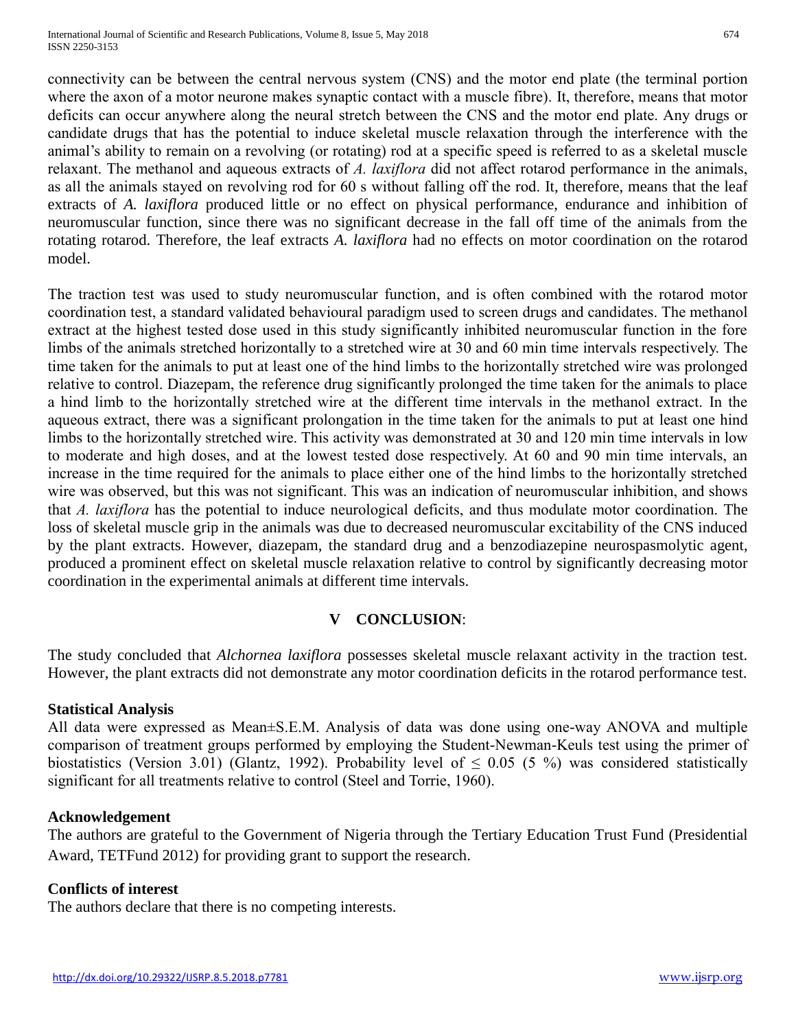connectivity can be between the central nervous system (CNS) and the motor end plate (the terminal portion where the axon of a motor neurone makes synaptic contact with a muscle fibre). It, therefore, means that motor deficits can occur anywhere along the neural stretch between the CNS and the motor end plate. Any drugs or candidate drugs that has the potential to induce skeletal muscle relaxation through the interference with the animal's ability to remain on a revolving (or rotating) rod at a specific speed is referred to as a skeletal muscle relaxant. The methanol and aqueous extracts of *A. laxiflora* did not affect rotarod performance in the animals, as all the animals stayed on revolving rod for 60 s without falling off the rod. It, therefore, means that the leaf extracts of *A. laxiflora* produced little or no effect on physical performance, endurance and inhibition of neuromuscular function, since there was no significant decrease in the fall off time of the animals from the rotating rotarod. Therefore, the leaf extracts *A. laxiflora* had no effects on motor coordination on the rotarod model.

The traction test was used to study neuromuscular function, and is often combined with the rotarod motor coordination test, a standard validated behavioural paradigm used to screen drugs and candidates. The methanol extract at the highest tested dose used in this study significantly inhibited neuromuscular function in the fore limbs of the animals stretched horizontally to a stretched wire at 30 and 60 min time intervals respectively. The time taken for the animals to put at least one of the hind limbs to the horizontally stretched wire was prolonged relative to control. Diazepam, the reference drug significantly prolonged the time taken for the animals to place a hind limb to the horizontally stretched wire at the different time intervals in the methanol extract. In the aqueous extract, there was a significant prolongation in the time taken for the animals to put at least one hind limbs to the horizontally stretched wire. This activity was demonstrated at 30 and 120 min time intervals in low to moderate and high doses, and at the lowest tested dose respectively. At 60 and 90 min time intervals, an increase in the time required for the animals to place either one of the hind limbs to the horizontally stretched wire was observed, but this was not significant. This was an indication of neuromuscular inhibition, and shows that *A. laxiflora* has the potential to induce neurological deficits, and thus modulate motor coordination. The loss of skeletal muscle grip in the animals was due to decreased neuromuscular excitability of the CNS induced by the plant extracts. However, diazepam, the standard drug and a benzodiazepine neurospasmolytic agent, produced a prominent effect on skeletal muscle relaxation relative to control by significantly decreasing motor coordination in the experimental animals at different time intervals.

## V CONCLUSION:

The study concluded that *Alchornea laxiflora* possesses skeletal muscle relaxant activity in the traction test. However, the plant extracts did not demonstrate any motor coordination deficits in the rotarod performance test.

### Statistical Analysis

All data were expressed as Mean±S.E.M. Analysis of data was done using one-way ANOVA and multiple comparison of treatment groups performed by employing the Student-Newman-Keuls test using the primer of biostatistics (Version 3.01) (Glantz, 1992). Probability level of $\leq 0.05$ (5 %) was considered statistically significant for all treatments relative to control (Steel and Torrie, 1960).

### Acknowledgement

The authors are grateful to the Government of Nigeria through the Tertiary Education Trust Fund (Presidential Award, TETFund 2012) for providing grant to support the research.

### Conflicts of interest

The authors declare that there is no competing interests.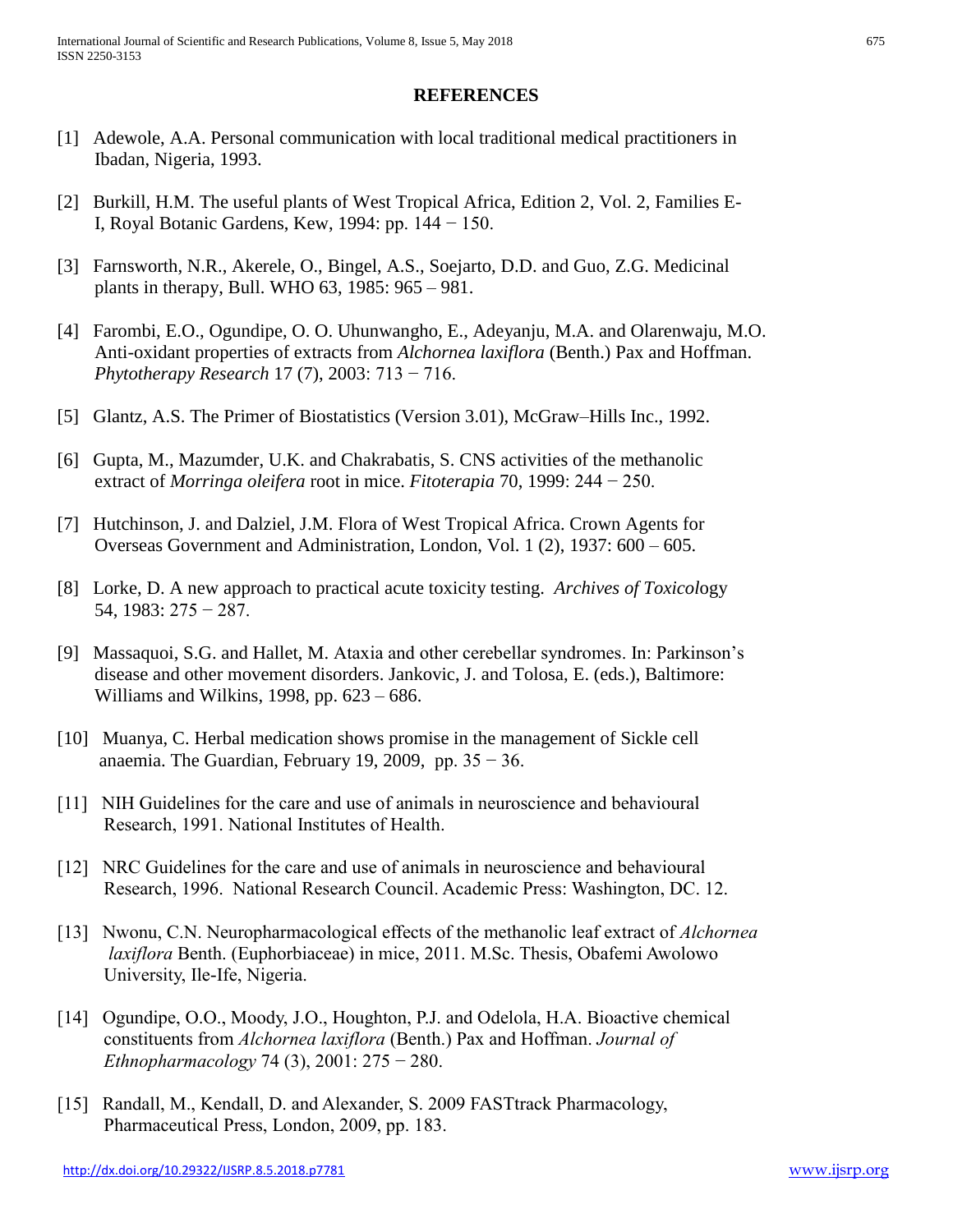## REFERENCES

[1] Adewole, A.A. Personal communication with local traditional medical practitioners in Ibadan, Nigeria, 1993.

[2] Burkill, H.M. The useful plants of West Tropical Africa, Edition 2, Vol. 2, Families E-I, Royal Botanic Gardens, Kew, 1994: pp. 144 − 150.

[3] Farnsworth, N.R., Akerele, O., Bingel, A.S., Soejarto, D.D. and Guo, Z.G. Medicinal plants in therapy, Bull. WHO 63, 1985: 965 – 981.

[4] Farombi, E.O., Ogundipe, O. O. Uhunwangho, E., Adeyanju, M.A. and Olarenwaju, M.O. Anti-oxidant properties of extracts from *Alchornea laxiflora* (Benth.) Pax and Hoffman. *Phytotherapy Research* 17 (7), 2003: 713 − 716.

[5] Glantz, A.S. The Primer of Biostatistics (Version 3.01), McGraw–Hills Inc., 1992.

[6] Gupta, M., Mazumder, U.K. and Chakrabatis, S. CNS activities of the methanolic extract of *Morringa oleifera* root in mice. *Fitoterapia* 70, 1999: 244 − 250.

[7] Hutchinson, J. and Dalziel, J.M. Flora of West Tropical Africa. Crown Agents for Overseas Government and Administration, London, Vol. 1 (2), 1937: 600 – 605.

[8] Lorke, D. A new approach to practical acute toxicity testing. *Archives of Toxicology* 54, 1983: 275 − 287.

[9] Massaquoi, S.G. and Hallet, M. Ataxia and other cerebellar syndromes. In: Parkinson's disease and other movement disorders. Jankovic, J. and Tolosa, E. (eds.), Baltimore: Williams and Wilkins, 1998, pp. 623 – 686.

[10] Muanya, C. Herbal medication shows promise in the management of Sickle cell anaemia. The Guardian, February 19, 2009, pp. 35 − 36.

[11] NIH Guidelines for the care and use of animals in neuroscience and behavioural Research, 1991. National Institutes of Health.

[12] NRC Guidelines for the care and use of animals in neuroscience and behavioural Research, 1996. National Research Council. Academic Press: Washington, DC. 12.

[13] Nwonu, C.N. Neuropharmacological effects of the methanolic leaf extract of *Alchornea laxiflora* Benth. (Euphorbiaceae) in mice, 2011. M.Sc. Thesis, Obafemi Awolowo University, Ile-Ife, Nigeria.

[14] Ogundipe, O.O., Moody, J.O., Houghton, P.J. and Odelola, H.A. Bioactive chemical constituents from *Alchornea laxiflora* (Benth.) Pax and Hoffman. *Journal of Ethnopharmacology* 74 (3), 2001: 275 − 280.

[15] Randall, M., Kendall, D. and Alexander, S. 2009 FASTtrack Pharmacology, Pharmaceutical Press, London, 2009, pp. 183.

http://dx.doi.org/10.29322/IJSRP.8.5.2018.p7781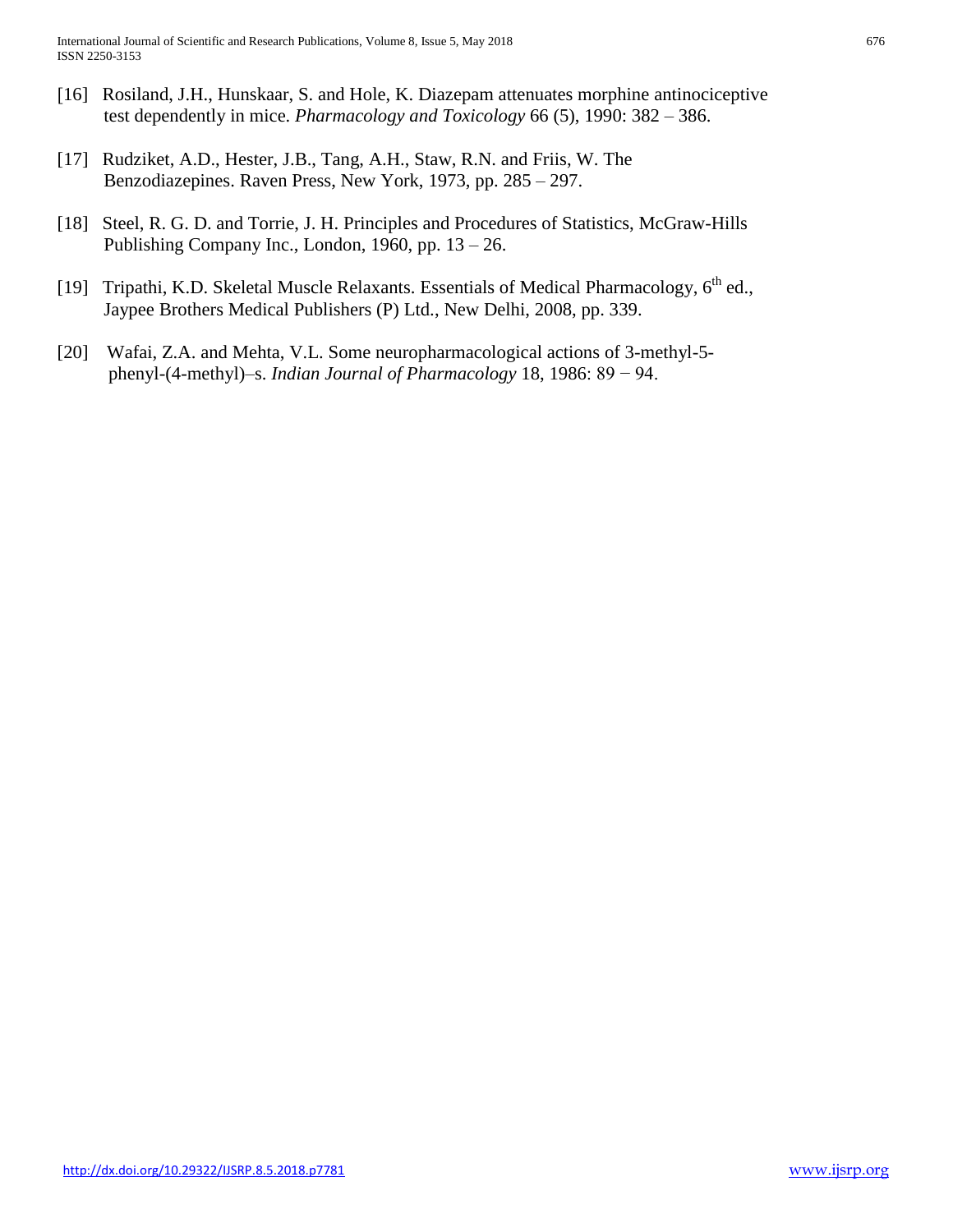[16] Rosiland, J.H., Hunskaar, S. and Hole, K. Diazepam attenuates morphine antinociceptive test dependently in mice. *Pharmacology and Toxicology* 66 (5), 1990: 382 – 386.

[17] Rudziket, A.D., Hester, J.B., Tang, A.H., Staw, R.N. and Friis, W. The Benzodiazepines. Raven Press, New York, 1973, pp. 285 – 297.

[18] Steel, R. G. D. and Torrie, J. H. Principles and Procedures of Statistics, McGraw-Hills Publishing Company Inc., London, 1960, pp. 13 – 26.

[19] Tripathi, K.D. Skeletal Muscle Relaxants. Essentials of Medical Pharmacology, 6th ed., Jaypee Brothers Medical Publishers (P) Ltd., New Delhi, 2008, pp. 339.

[20] Wafai, Z.A. and Mehta, V.L. Some neuropharmacological actions of 3-methyl-5-phenyl-(4-methyl)–s. *Indian Journal of Pharmacology* 18, 1986: 89 − 94.